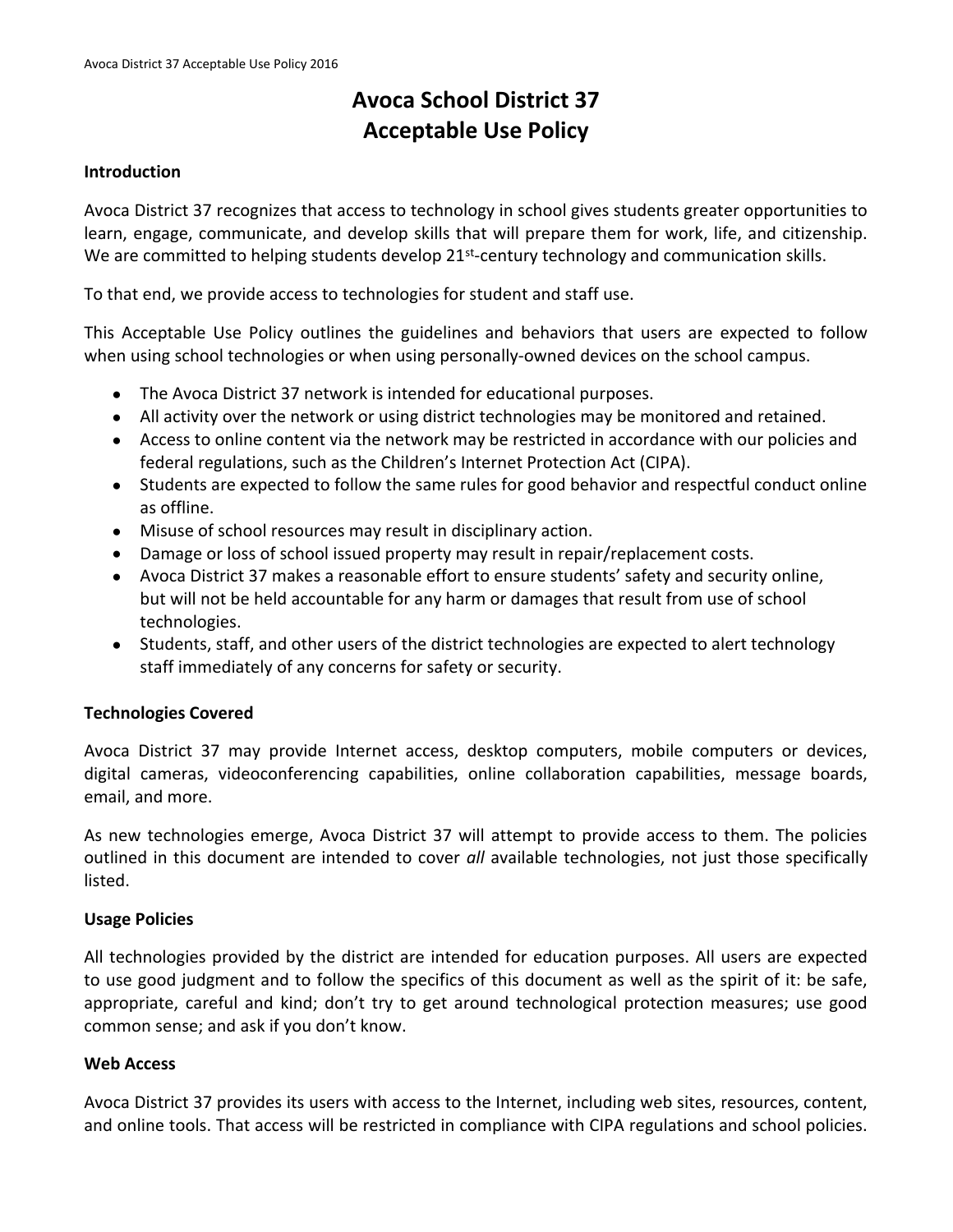# Avoca School District 37
# Acceptable Use Policy

**Introduction**

Avoca District 37 recognizes that access to technology in school gives students greater opportunities to learn, engage, communicate, and develop skills that will prepare them for work, life, and citizenship. We are committed to helping students develop 21st-century technology and communication skills.

To that end, we provide access to technologies for student and staff use.

This Acceptable Use Policy outlines the guidelines and behaviors that users are expected to follow when using school technologies or when using personally-owned devices on the school campus.

- The Avoca District 37 network is intended for educational purposes.
- All activity over the network or using district technologies may be monitored and retained.
- Access to online content via the network may be restricted in accordance with our policies and federal regulations, such as the Children's Internet Protection Act (CIPA).
- Students are expected to follow the same rules for good behavior and respectful conduct online as offline.
- Misuse of school resources may result in disciplinary action.
- Damage or loss of school issued property may result in repair/replacement costs.
- Avoca District 37 makes a reasonable effort to ensure students' safety and security online, but will not be held accountable for any harm or damages that result from use of school technologies.
- Students, staff, and other users of the district technologies are expected to alert technology staff immediately of any concerns for safety or security.

**Technologies Covered**

Avoca District 37 may provide Internet access, desktop computers, mobile computers or devices, digital cameras, videoconferencing capabilities, online collaboration capabilities, message boards, email, and more.

As new technologies emerge, Avoca District 37 will attempt to provide access to them. The policies outlined in this document are intended to cover *all* available technologies, not just those specifically listed.

**Usage Policies**

All technologies provided by the district are intended for education purposes. All users are expected to use good judgment and to follow the specifics of this document as well as the spirit of it: be safe, appropriate, careful and kind; don't try to get around technological protection measures; use good common sense; and ask if you don't know.

**Web Access**

Avoca District 37 provides its users with access to the Internet, including web sites, resources, content, and online tools. That access will be restricted in compliance with CIPA regulations and school policies.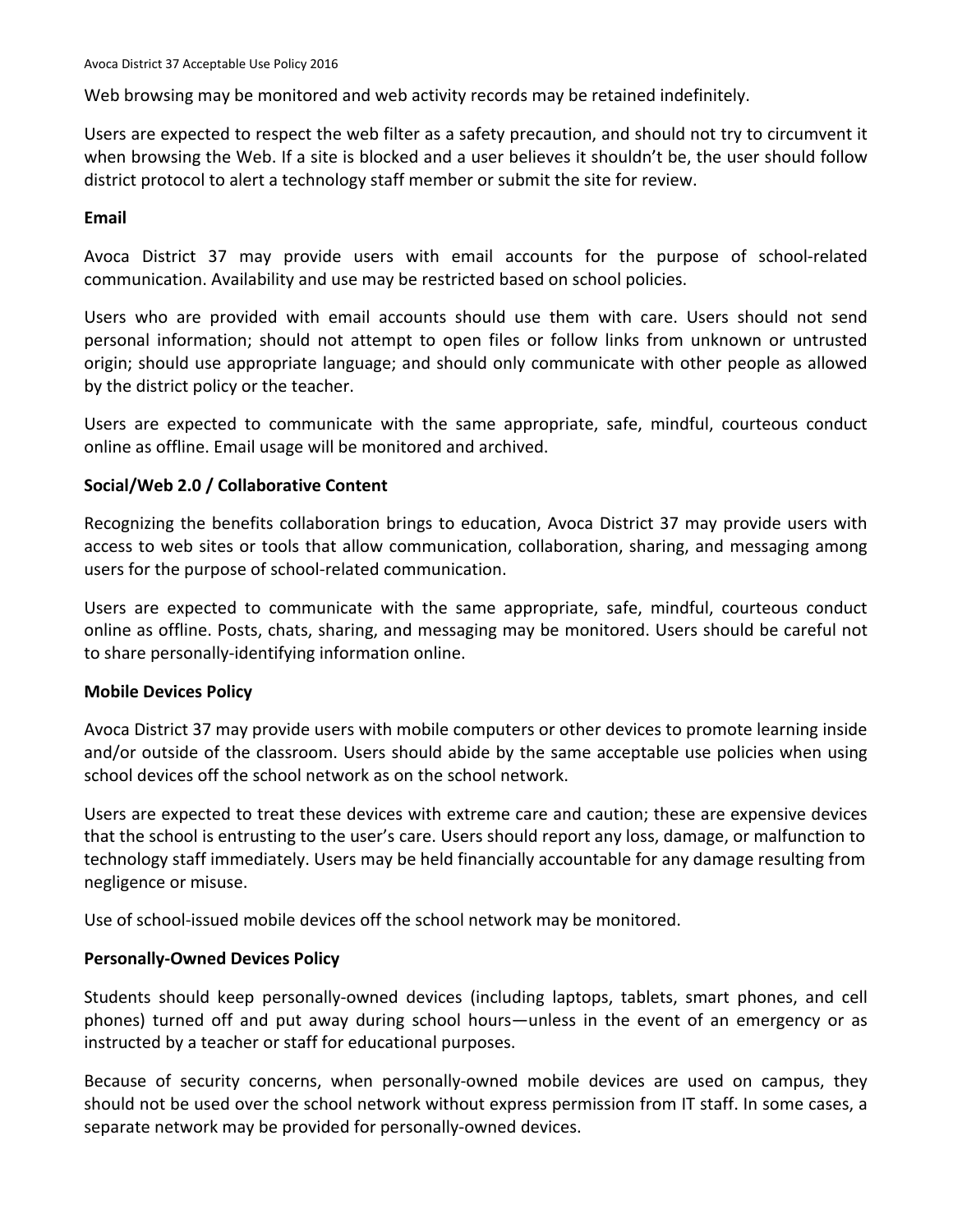Web browsing may be monitored and web activity records may be retained indefinitely.

Users are expected to respect the web filter as a safety precaution, and should not try to circumvent it when browsing the Web. If a site is blocked and a user believes it shouldn't be, the user should follow district protocol to alert a technology staff member or submit the site for review.

**Email**

Avoca District 37 may provide users with email accounts for the purpose of school-related communication. Availability and use may be restricted based on school policies.

Users who are provided with email accounts should use them with care. Users should not send personal information; should not attempt to open files or follow links from unknown or untrusted origin; should use appropriate language; and should only communicate with other people as allowed by the district policy or the teacher.

Users are expected to communicate with the same appropriate, safe, mindful, courteous conduct online as offline. Email usage will be monitored and archived.

**Social/Web 2.0 / Collaborative Content**

Recognizing the benefits collaboration brings to education, Avoca District 37 may provide users with access to web sites or tools that allow communication, collaboration, sharing, and messaging among users for the purpose of school-related communication.

Users are expected to communicate with the same appropriate, safe, mindful, courteous conduct online as offline. Posts, chats, sharing, and messaging may be monitored. Users should be careful not to share personally-identifying information online.

**Mobile Devices Policy**

Avoca District 37 may provide users with mobile computers or other devices to promote learning inside and/or outside of the classroom. Users should abide by the same acceptable use policies when using school devices off the school network as on the school network.

Users are expected to treat these devices with extreme care and caution; these are expensive devices that the school is entrusting to the user's care. Users should report any loss, damage, or malfunction to technology staff immediately. Users may be held financially accountable for any damage resulting from negligence or misuse.

Use of school-issued mobile devices off the school network may be monitored.

**Personally-Owned Devices Policy**

Students should keep personally-owned devices (including laptops, tablets, smart phones, and cell phones) turned off and put away during school hours—unless in the event of an emergency or as instructed by a teacher or staff for educational purposes.

Because of security concerns, when personally-owned mobile devices are used on campus, they should not be used over the school network without express permission from IT staff. In some cases, a separate network may be provided for personally-owned devices.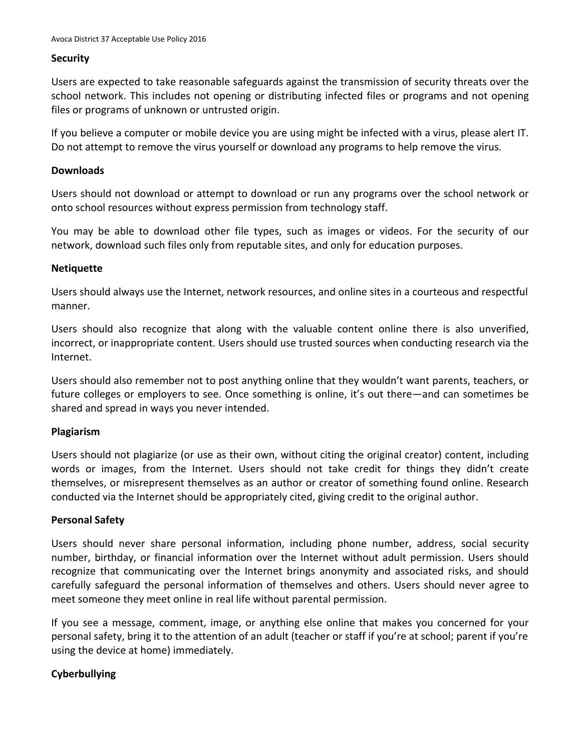## Security

Users are expected to take reasonable safeguards against the transmission of security threats over the school network. This includes not opening or distributing infected files or programs and not opening files or programs of unknown or untrusted origin.

If you believe a computer or mobile device you are using might be infected with a virus, please alert IT. Do not attempt to remove the virus yourself or download any programs to help remove the virus.

## Downloads

Users should not download or attempt to download or run any programs over the school network or onto school resources without express permission from technology staff.

You may be able to download other file types, such as images or videos. For the security of our network, download such files only from reputable sites, and only for education purposes.

## Netiquette

Users should always use the Internet, network resources, and online sites in a courteous and respectful manner.

Users should also recognize that along with the valuable content online there is also unverified, incorrect, or inappropriate content. Users should use trusted sources when conducting research via the Internet.

Users should also remember not to post anything online that they wouldn't want parents, teachers, or future colleges or employers to see. Once something is online, it's out there—and can sometimes be shared and spread in ways you never intended.

## Plagiarism

Users should not plagiarize (or use as their own, without citing the original creator) content, including words or images, from the Internet. Users should not take credit for things they didn't create themselves, or misrepresent themselves as an author or creator of something found online. Research conducted via the Internet should be appropriately cited, giving credit to the original author.

## Personal Safety

Users should never share personal information, including phone number, address, social security number, birthday, or financial information over the Internet without adult permission. Users should recognize that communicating over the Internet brings anonymity and associated risks, and should carefully safeguard the personal information of themselves and others. Users should never agree to meet someone they meet online in real life without parental permission.

If you see a message, comment, image, or anything else online that makes you concerned for your personal safety, bring it to the attention of an adult (teacher or staff if you're at school; parent if you're using the device at home) immediately.

## Cyberbullying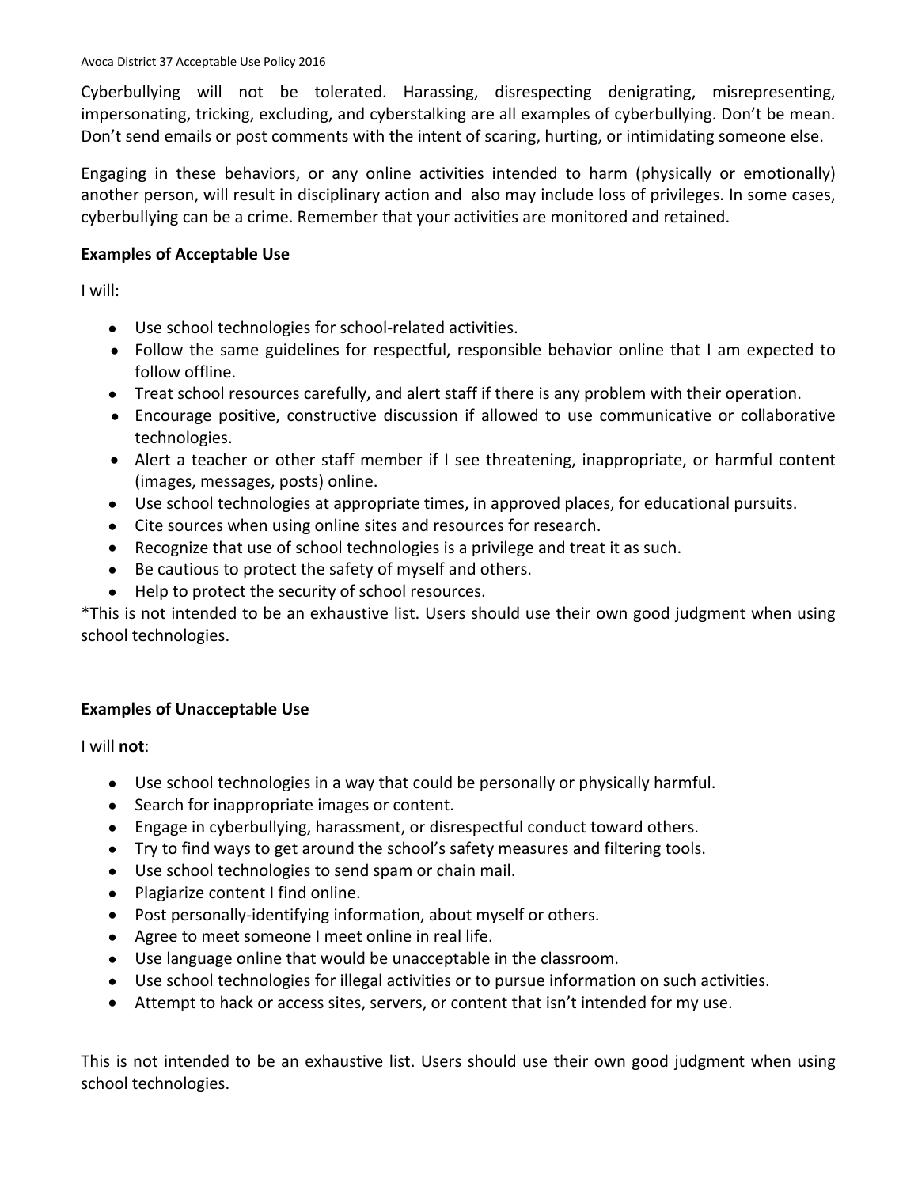Cyberbullying will not be tolerated. Harassing, disrespecting denigrating, misrepresenting, impersonating, tricking, excluding, and cyberstalking are all examples of cyberbullying. Don't be mean. Don't send emails or post comments with the intent of scaring, hurting, or intimidating someone else.

Engaging in these behaviors, or any online activities intended to harm (physically or emotionally) another person, will result in disciplinary action and also may include loss of privileges. In some cases, cyberbullying can be a crime. Remember that your activities are monitored and retained.

**Examples of Acceptable Use**

I will:

- Use school technologies for school-related activities.
- Follow the same guidelines for respectful, responsible behavior online that I am expected to follow offline.
- Treat school resources carefully, and alert staff if there is any problem with their operation.
- Encourage positive, constructive discussion if allowed to use communicative or collaborative technologies.
- Alert a teacher or other staff member if I see threatening, inappropriate, or harmful content (images, messages, posts) online.
- Use school technologies at appropriate times, in approved places, for educational pursuits.
- Cite sources when using online sites and resources for research.
- Recognize that use of school technologies is a privilege and treat it as such.
- Be cautious to protect the safety of myself and others.
- Help to protect the security of school resources.

*This is not intended to be an exhaustive list. Users should use their own good judgment when using school technologies.

**Examples of Unacceptable Use**

I will **not**:

- Use school technologies in a way that could be personally or physically harmful.
- Search for inappropriate images or content.
- Engage in cyberbullying, harassment, or disrespectful conduct toward others.
- Try to find ways to get around the school's safety measures and filtering tools.
- Use school technologies to send spam or chain mail.
- Plagiarize content I find online.
- Post personally-identifying information, about myself or others.
- Agree to meet someone I meet online in real life.
- Use language online that would be unacceptable in the classroom.
- Use school technologies for illegal activities or to pursue information on such activities.
- Attempt to hack or access sites, servers, or content that isn't intended for my use.

This is not intended to be an exhaustive list. Users should use their own good judgment when using school technologies.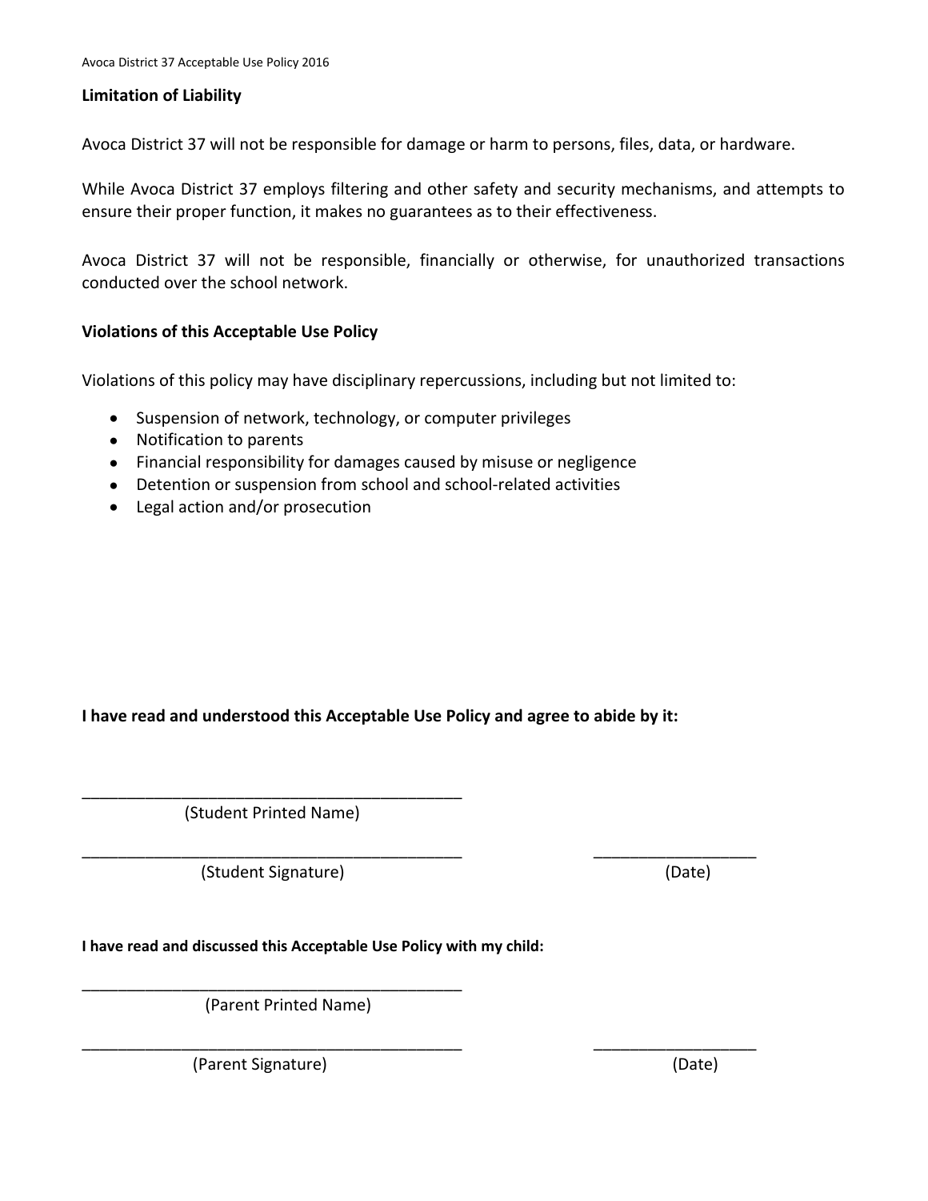**Limitation of Liability**

Avoca District 37 will not be responsible for damage or harm to persons, files, data, or hardware.

While Avoca District 37 employs filtering and other safety and security mechanisms, and attempts to ensure their proper function, it makes no guarantees as to their effectiveness.

Avoca District 37 will not be responsible, financially or otherwise, for unauthorized transactions conducted over the school network.

**Violations of this Acceptable Use Policy**

Violations of this policy may have disciplinary repercussions, including but not limited to:

- Suspension of network, technology, or computer privileges
- Notification to parents
- Financial responsibility for damages caused by misuse or negligence
- Detention or suspension from school and school-related activities
- Legal action and/or prosecution

**I have read and understood this Acceptable Use Policy and agree to abide by it:**

____________________________________________
(Student Printed Name)

____________________________________________ __________________
(Student Signature) (Date)

**I have read and discussed this Acceptable Use Policy with my child:**

____________________________________________
(Parent Printed Name)

____________________________________________ __________________
(Parent Signature) (Date)